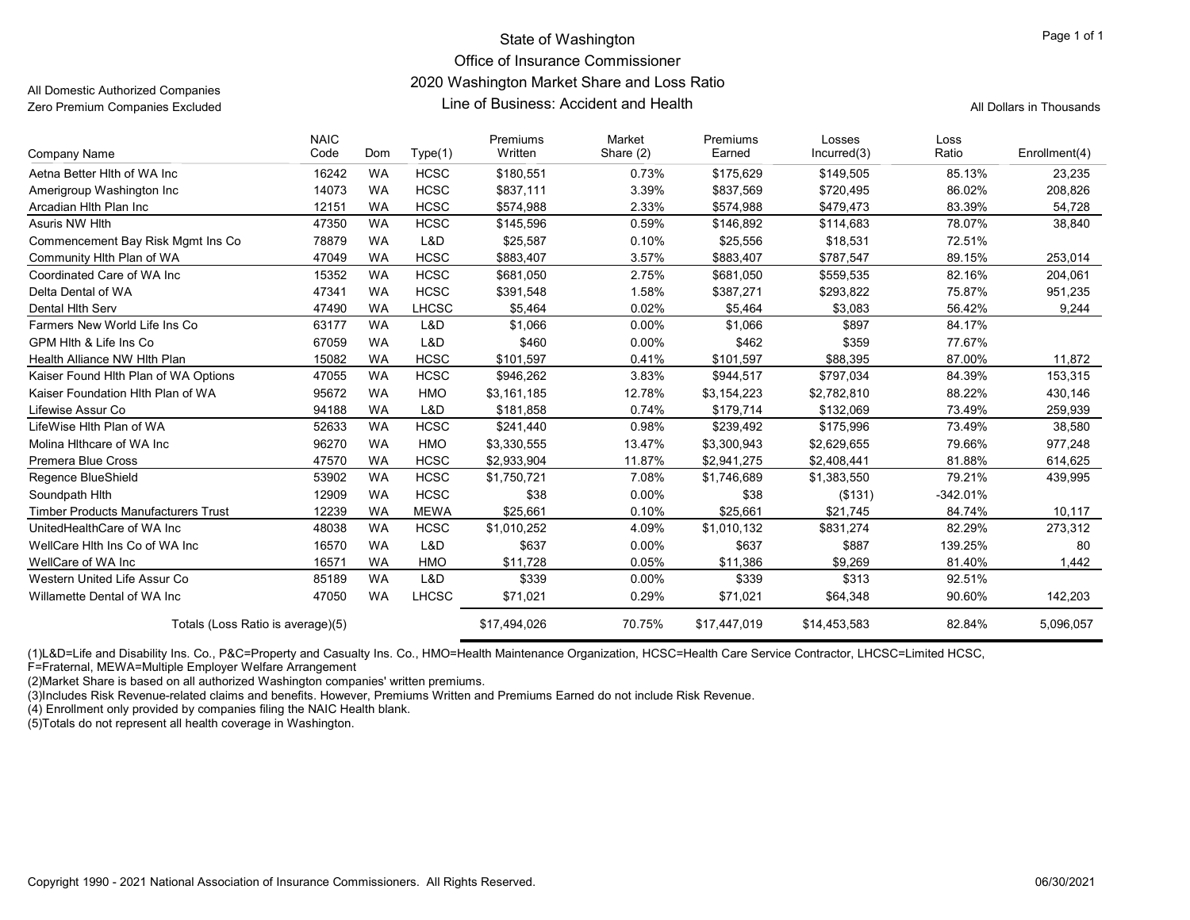# State of Washington
## Office of Insurance Commissioner
## 2020 Washington Market Share and Loss Ratio
## Line of Business: Accident and Health

All Domestic Authorized Companies
Zero Premium Companies Excluded

All Dollars in Thousands

| Company Name | NAIC Code | Dom | Type(1) | Premiums Written | Market Share (2) | Premiums Earned | Losses Incurred(3) | Loss Ratio | Enrollment(4) |
|---|---|---|---|---|---|---|---|---|---|
| Aetna Better Hlth of WA Inc | 16242 | WA | HCSC | $180,551 | 0.73% | $175,629 | $149,505 | 85.13% | 23,235 |
| Amerigroup Washington Inc | 14073 | WA | HCSC | $837,111 | 3.39% | $837,569 | $720,495 | 86.02% | 208,826 |
| Arcadian Hlth Plan Inc | 12151 | WA | HCSC | $574,988 | 2.33% | $574,988 | $479,473 | 83.39% | 54,728 |
| Asuris NW Hlth | 47350 | WA | HCSC | $145,596 | 0.59% | $146,892 | $114,683 | 78.07% | 38,840 |
| Commencement Bay Risk Mgmt Ins Co | 78879 | WA | L&D | $25,587 | 0.10% | $25,556 | $18,531 | 72.51% | |
| Community Hlth Plan of WA | 47049 | WA | HCSC | $883,407 | 3.57% | $883,407 | $787,547 | 89.15% | 253,014 |
| Coordinated Care of WA Inc | 15352 | WA | HCSC | $681,050 | 2.75% | $681,050 | $559,535 | 82.16% | 204,061 |
| Delta Dental of WA | 47341 | WA | HCSC | $391,548 | 1.58% | $387,271 | $293,822 | 75.87% | 951,235 |
| Dental Hlth Serv | 47490 | WA | LHCSC | $5,464 | 0.02% | $5,464 | $3,083 | 56.42% | 9,244 |
| Farmers New World Life Ins Co | 63177 | WA | L&D | $1,066 | 0.00% | $1,066 | $897 | 84.17% | |
| GPM Hlth & Life Ins Co | 67059 | WA | L&D | $460 | 0.00% | $462 | $359 | 77.67% | |
| Health Alliance NW Hlth Plan | 15082 | WA | HCSC | $101,597 | 0.41% | $101,597 | $88,395 | 87.00% | 11,872 |
| Kaiser Found Hlth Plan of WA Options | 47055 | WA | HCSC | $946,262 | 3.83% | $944,517 | $797,034 | 84.39% | 153,315 |
| Kaiser Foundation Hlth Plan of WA | 95672 | WA | HMO | $3,161,185 | 12.78% | $3,154,223 | $2,782,810 | 88.22% | 430,146 |
| Lifewise Assur Co | 94188 | WA | L&D | $181,858 | 0.74% | $179,714 | $132,069 | 73.49% | 259,939 |
| LifeWise Hlth Plan of WA | 52633 | WA | HCSC | $241,440 | 0.98% | $239,492 | $175,996 | 73.49% | 38,580 |
| Molina Hlthcare of WA Inc | 96270 | WA | HMO | $3,330,555 | 13.47% | $3,300,943 | $2,629,655 | 79.66% | 977,248 |
| Premera Blue Cross | 47570 | WA | HCSC | $2,933,904 | 11.87% | $2,941,275 | $2,408,441 | 81.88% | 614,625 |
| Regence BlueShield | 53902 | WA | HCSC | $1,750,721 | 7.08% | $1,746,689 | $1,383,550 | 79.21% | 439,995 |
| Soundpath Hlth | 12909 | WA | HCSC | $38 | 0.00% | $38 | ($131) | -342.01% | |
| Timber Products Manufacturers Trust | 12239 | WA | MEWA | $25,661 | 0.10% | $25,661 | $21,745 | 84.74% | 10,117 |
| UnitedHealthCare of WA Inc | 48038 | WA | HCSC | $1,010,252 | 4.09% | $1,010,132 | $831,274 | 82.29% | 273,312 |
| WellCare Hlth Ins Co of WA Inc | 16570 | WA | L&D | $637 | 0.00% | $637 | $887 | 139.25% | 80 |
| WellCare of WA Inc | 16571 | WA | HMO | $11,728 | 0.05% | $11,386 | $9,269 | 81.40% | 1,442 |
| Western United Life Assur Co | 85189 | WA | L&D | $339 | 0.00% | $339 | $313 | 92.51% | |
| Willamette Dental of WA Inc | 47050 | WA | LHCSC | $71,021 | 0.29% | $71,021 | $64,348 | 90.60% | 142,203 |
| Totals (Loss Ratio is average)(5) | | | | $17,494,026 | 70.75% | $17,447,019 | $14,453,583 | 82.84% | 5,096,057 |

(1)L&D=Life and Disability Ins. Co., P&C=Property and Casualty Ins. Co., HMO=Health Maintenance Organization, HCSC=Health Care Service Contractor, LHCSC=Limited HCSC, F=Fraternal, MEWA=Multiple Employer Welfare Arrangement
(2)Market Share is based on all authorized Washington companies' written premiums.
(3)Includes Risk Revenue-related claims and benefits. However, Premiums Written and Premiums Earned do not include Risk Revenue.
(4) Enrollment only provided by companies filing the NAIC Health blank.
(5)Totals do not represent all health coverage in Washington.

Copyright 1990 - 2021 National Association of Insurance Commissioners. All Rights Reserved.

06/30/2021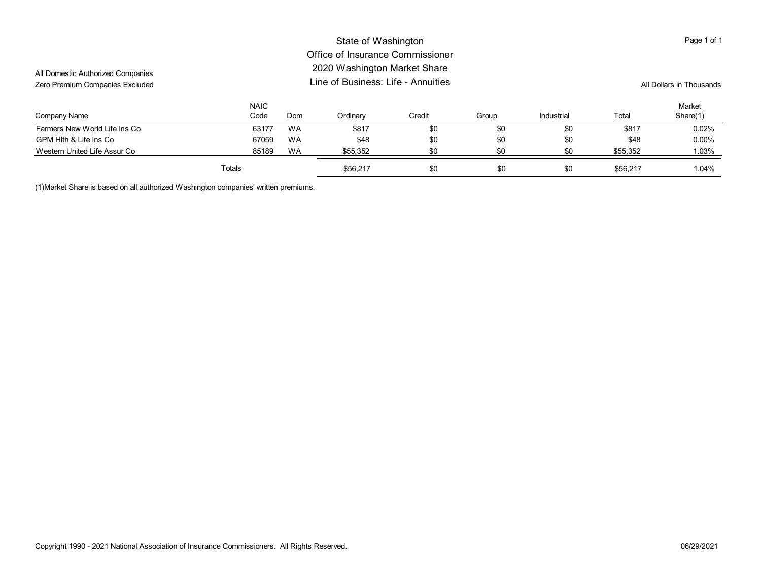# State of Washington
## Office of Insurance Commissioner
## 2020 Washington Market Share
## Line of Business: Life - Annuities

All Domestic Authorized Companies
Zero Premium Companies Excluded

All Dollars in Thousands

| Company Name | NAIC Code | Dom | Ordinary | Credit | Group | Industrial | Total | Market Share(1) |
|---|---|---|---|---|---|---|---|---|
| Farmers New World Life Ins Co | 63177 | WA | $817 | $0 | $0 | $0 | $817 | 0.02% |
| GPM Hlth & Life Ins Co | 67059 | WA | $48 | $0 | $0 | $0 | $48 | 0.00% |
| Western United Life Assur Co | 85189 | WA | $55,352 | $0 | $0 | $0 | $55,352 | 1.03% |
| Totals | | | $56,217 | $0 | $0 | $0 | $56,217 | 1.04% |

(1)Market Share is based on all authorized Washington companies' written premiums.

Copyright 1990 - 2021 National Association of Insurance Commissioners. All Rights Reserved.

06/29/2021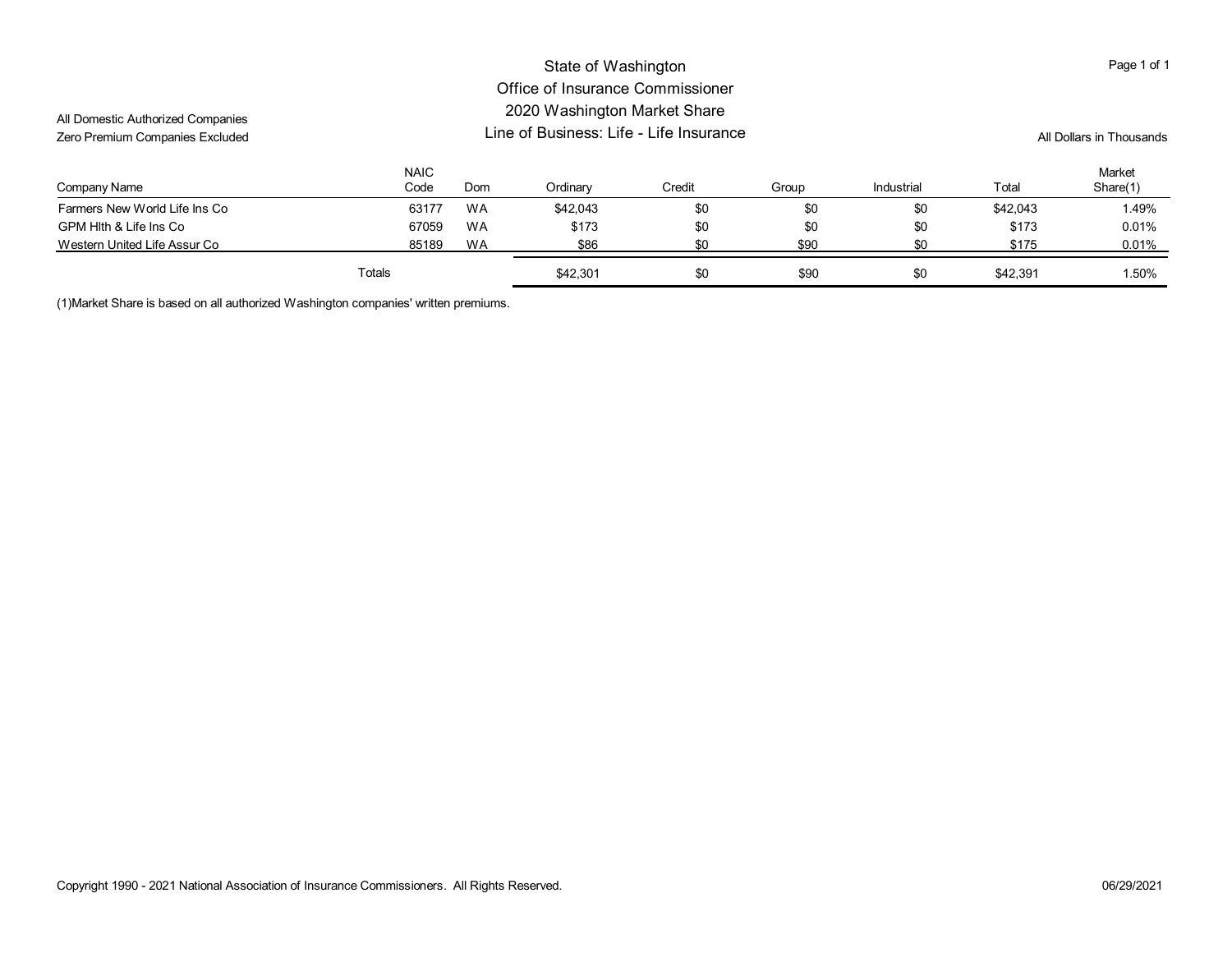# State of Washington
## Office of Insurance Commissioner
## 2020 Washington Market Share
## Line of Business: Life - Life Insurance

All Domestic Authorized Companies
Zero Premium Companies Excluded

All Dollars in Thousands

| Company Name | NAIC Code | Dom | Ordinary | Credit | Group | Industrial | Total | Market Share(1) |
|---|---|---|---|---|---|---|---|---|
| Farmers New World Life Ins Co | 63177 | WA | $42,043 | $0 | $0 | $0 | $42,043 | 1.49% |
| GPM Hlth & Life Ins Co | 67059 | WA | $173 | $0 | $0 | $0 | $173 | 0.01% |
| Western United Life Assur Co | 85189 | WA | $86 | $0 | $90 | $0 | $175 | 0.01% |
| Totals | | | $42,301 | $0 | $90 | $0 | $42,391 | 1.50% |

(1)Market Share is based on all authorized Washington companies' written premiums.

Copyright 1990 - 2021 National Association of Insurance Commissioners. All Rights Reserved.

06/29/2021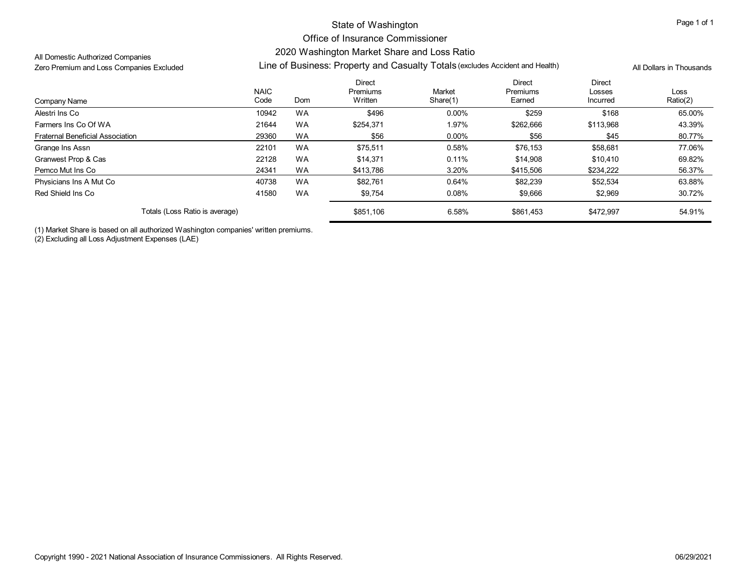State of Washington

Office of Insurance Commissioner

2020 Washington Market Share and Loss Ratio

All Domestic Authorized Companies
Zero Premium and Loss Companies Excluded

Line of Business: Property and Casualty Totals (excludes Accident and Health)

All Dollars in Thousands

| Company Name | NAIC Code | Dom | Direct Premiums Written | Market Share(1) | Direct Premiums Earned | Direct Losses Incurred | Loss Ratio(2) |
|---|---|---|---|---|---|---|---|
| Alestri Ins Co | 10942 | WA | $496 | 0.00% | $259 | $168 | 65.00% |
| Farmers Ins Co Of WA | 21644 | WA | $254,371 | 1.97% | $262,666 | $113,968 | 43.39% |
| Fraternal Beneficial Association | 29360 | WA | $56 | 0.00% | $56 | $45 | 80.77% |
| Grange Ins Assn | 22101 | WA | $75,511 | 0.58% | $76,153 | $58,681 | 77.06% |
| Granwest Prop & Cas | 22128 | WA | $14,371 | 0.11% | $14,908 | $10,410 | 69.82% |
| Pemco Mut Ins Co | 24341 | WA | $413,786 | 3.20% | $415,506 | $234,222 | 56.37% |
| Physicians Ins A Mut Co | 40738 | WA | $82,761 | 0.64% | $82,239 | $52,534 | 63.88% |
| Red Shield Ins Co | 41580 | WA | $9,754 | 0.08% | $9,666 | $2,969 | 30.72% |
| Totals (Loss Ratio is average) | | | $851,106 | 6.58% | $861,453 | $472,997 | 54.91% |

(1) Market Share is based on all authorized Washington companies' written premiums.
(2) Excluding all Loss Adjustment Expenses (LAE)

Copyright 1990 - 2021 National Association of Insurance Commissioners. All Rights Reserved. 06/29/2021